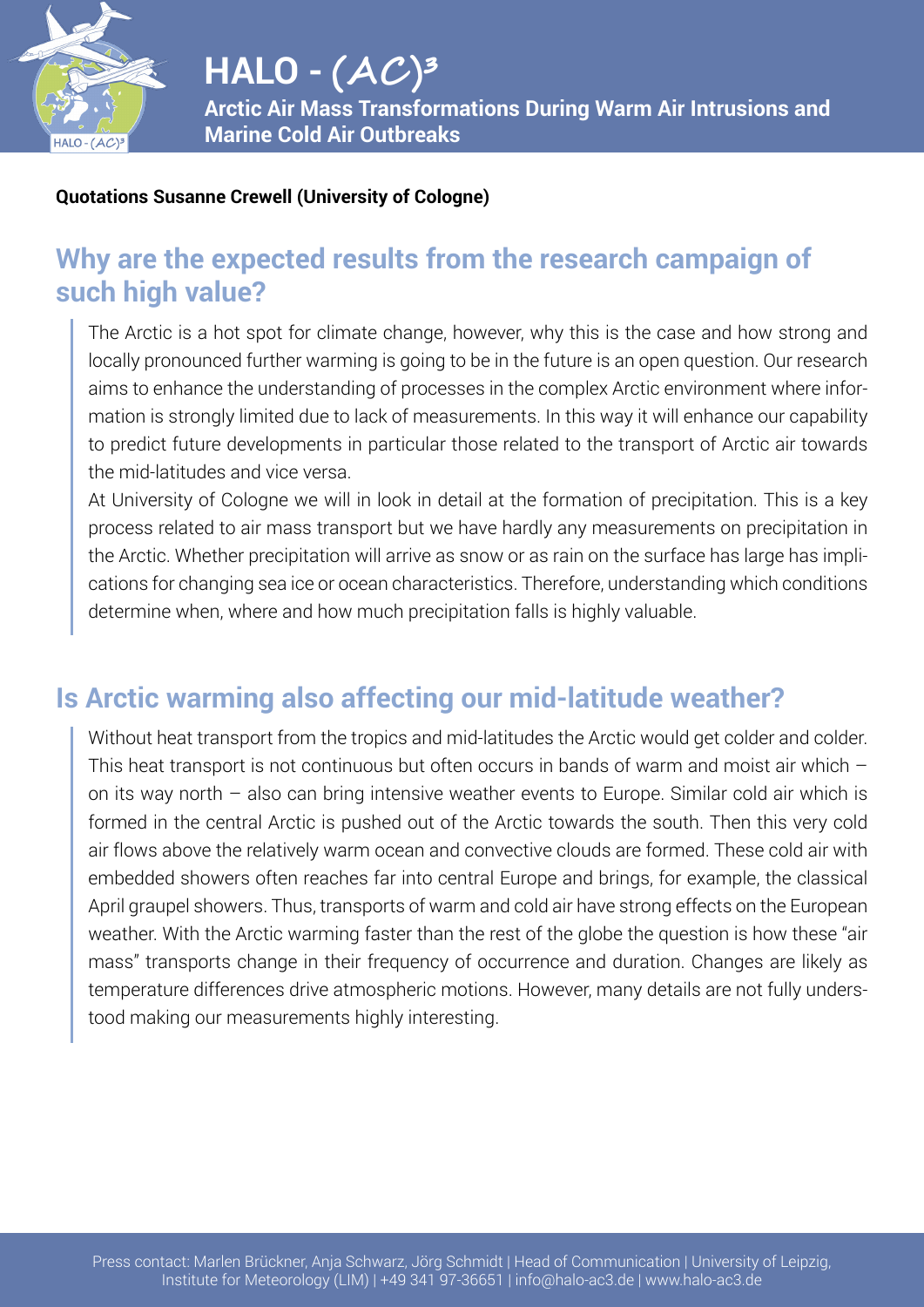# HALO - (AC)³

**Arctic Air Mass Transformations During Warm Air Intrusions and Marine Cold Air Outbreaks**

**Quotations Susanne Crewell (University of Cologne)**

## Why are the expected results from the research campaign of such high value?

The Arctic is a hot spot for climate change, however, why this is the case and how strong and locally pronounced further warming is going to be in the future is an open question. Our research aims to enhance the understanding of processes in the complex Arctic environment where information is strongly limited due to lack of measurements. In this way it will enhance our capability to predict future developments in particular those related to the transport of Arctic air towards the mid-latitudes and vice versa.

At University of Cologne we will in look in detail at the formation of precipitation. This is a key process related to air mass transport but we have hardly any measurements on precipitation in the Arctic. Whether precipitation will arrive as snow or as rain on the surface has large has implications for changing sea ice or ocean characteristics. Therefore, understanding which conditions determine when, where and how much precipitation falls is highly valuable.

## Is Arctic warming also affecting our mid-latitude weather?

Without heat transport from the tropics and mid-latitudes the Arctic would get colder and colder. This heat transport is not continuous but often occurs in bands of warm and moist air which – on its way north – also can bring intensive weather events to Europe. Similar cold air which is formed in the central Arctic is pushed out of the Arctic towards the south. Then this very cold air flows above the relatively warm ocean and convective clouds are formed. These cold air with embedded showers often reaches far into central Europe and brings, for example, the classical April graupel showers. Thus, transports of warm and cold air have strong effects on the European weather. With the Arctic warming faster than the rest of the globe the question is how these "air mass" transports change in their frequency of occurrence and duration. Changes are likely as temperature differences drive atmospheric motions. However, many details are not fully understood making our measurements highly interesting.

Press contact: Marlen Brückner, Anja Schwarz, Jörg Schmidt | Head of Communication | University of Leipzig, Institute for Meteorology (LIM) | +49 341 97-36651 | info@halo-ac3.de | www.halo-ac3.de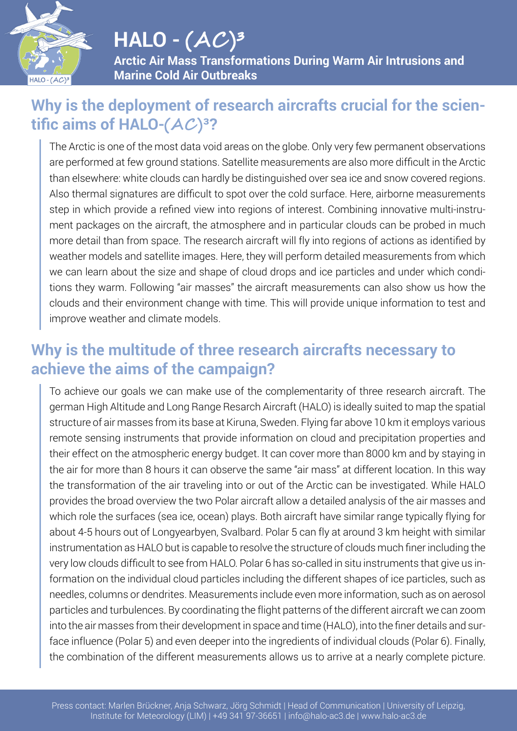# HALO - $(\mathcal{AC})^3$

**Arctic Air Mass Transformations During Warm Air Intrusions and Marine Cold Air Outbreaks**

## Why is the deployment of research aircrafts crucial for the scientific aims of HALO-$(\mathcal{AC})^3$?

The Arctic is one of the most data void areas on the globe. Only very few permanent observations are performed at few ground stations. Satellite measurements are also more difficult in the Arctic than elsewhere: white clouds can hardly be distinguished over sea ice and snow covered regions. Also thermal signatures are difficult to spot over the cold surface. Here, airborne measurements step in which provide a refined view into regions of interest. Combining innovative multi-instrument packages on the aircraft, the atmosphere and in particular clouds can be probed in much more detail than from space. The research aircraft will fly into regions of actions as identified by weather models and satellite images. Here, they will perform detailed measurements from which we can learn about the size and shape of cloud drops and ice particles and under which conditions they warm. Following "air masses" the aircraft measurements can also show us how the clouds and their environment change with time. This will provide unique information to test and improve weather and climate models.

## Why is the multitude of three research aircrafts necessary to achieve the aims of the campaign?

To achieve our goals we can make use of the complementarity of three research aircraft. The german High Altitude and Long Range Resarch Aircraft (HALO) is ideally suited to map the spatial structure of air masses from its base at Kiruna, Sweden. Flying far above 10 km it employs various remote sensing instruments that provide information on cloud and precipitation properties and their effect on the atmospheric energy budget. It can cover more than 8000 km and by staying in the air for more than 8 hours it can observe the same "air mass" at different location. In this way the transformation of the air traveling into or out of the Arctic can be investigated. While HALO provides the broad overview the two Polar aircraft allow a detailed analysis of the air masses and which role the surfaces (sea ice, ocean) plays. Both aircraft have similar range typically flying for about 4-5 hours out of Longyearbyen, Svalbard. Polar 5 can fly at around 3 km height with similar instrumentation as HALO but is capable to resolve the structure of clouds much finer including the very low clouds difficult to see from HALO. Polar 6 has so-called in situ instruments that give us information on the individual cloud particles including the different shapes of ice particles, such as needles, columns or dendrites. Measurements include even more information, such as on aerosol particles and turbulences. By coordinating the flight patterns of the different aircraft we can zoom into the air masses from their development in space and time (HALO), into the finer details and surface influence (Polar 5) and even deeper into the ingredients of individual clouds (Polar 6). Finally, the combination of the different measurements allows us to arrive at a nearly complete picture.

Press contact: Marlen Brückner, Anja Schwarz, Jörg Schmidt | Head of Communication | University of Leipzig, Institute for Meteorology (LIM) | +49 341 97-36651 | info@halo-ac3.de | www.halo-ac3.de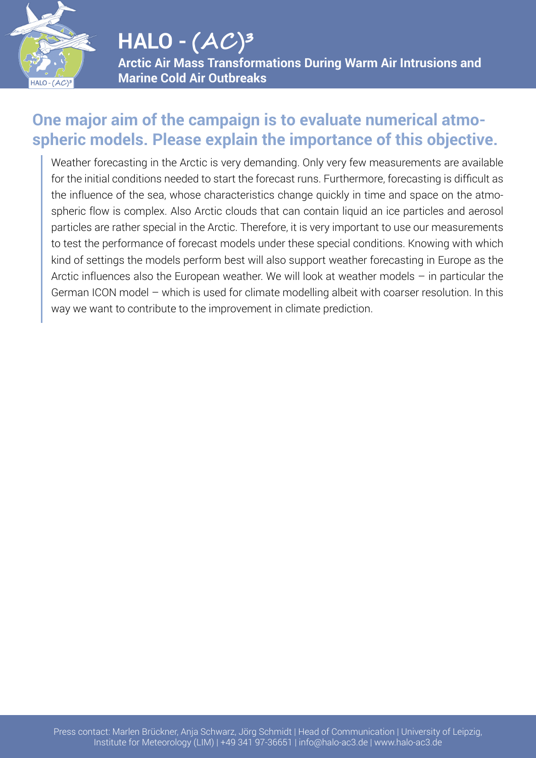## One major aim of the campaign is to evaluate numerical atmospheric models. Please explain the importance of this objective.

Weather forecasting in the Arctic is very demanding. Only very few measurements are available for the initial conditions needed to start the forecast runs. Furthermore, forecasting is difficult as the influence of the sea, whose characteristics change quickly in time and space on the atmospheric flow is complex. Also Arctic clouds that can contain liquid an ice particles and aerosol particles are rather special in the Arctic. Therefore, it is very important to use our measurements to test the performance of forecast models under these special conditions. Knowing with which kind of settings the models perform best will also support weather forecasting in Europe as the Arctic influences also the European weather. We will look at weather models – in particular the German ICON model – which is used for climate modelling albeit with coarser resolution. In this way we want to contribute to the improvement in climate prediction.